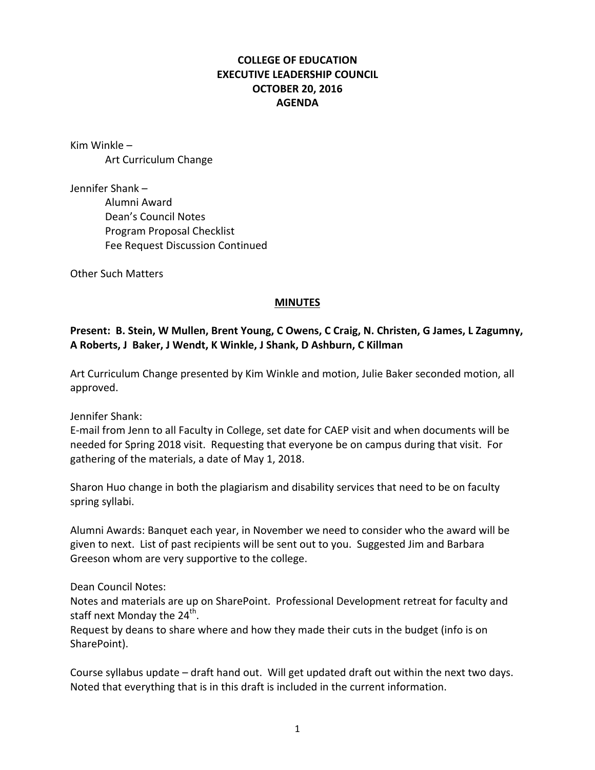**COLLEGE OF EDUCATION**
**EXECUTIVE LEADERSHIP COUNCIL**
**OCTOBER 20, 2016**
**AGENDA**

Kim Winkle –
  Art Curriculum Change

Jennifer Shank –
  Alumni Award
  Dean's Council Notes
  Program Proposal Checklist
  Fee Request Discussion Continued

Other Such Matters

## MINUTES

**Present: B. Stein, W Mullen, Brent Young, C Owens, C Craig, N. Christen, G James, L Zagumny, A Roberts, J Baker, J Wendt, K Winkle, J Shank, D Ashburn, C Killman**

Art Curriculum Change presented by Kim Winkle and motion, Julie Baker seconded motion, all approved.

Jennifer Shank:
E-mail from Jenn to all Faculty in College, set date for CAEP visit and when documents will be needed for Spring 2018 visit. Requesting that everyone be on campus during that visit. For gathering of the materials, a date of May 1, 2018.

Sharon Huo change in both the plagiarism and disability services that need to be on faculty spring syllabi.

Alumni Awards: Banquet each year, in November we need to consider who the award will be given to next. List of past recipients will be sent out to you. Suggested Jim and Barbara Greeson whom are very supportive to the college.

Dean Council Notes:
Notes and materials are up on SharePoint. Professional Development retreat for faculty and staff next Monday the 24th.
Request by deans to share where and how they made their cuts in the budget (info is on SharePoint).

Course syllabus update – draft hand out. Will get updated draft out within the next two days. Noted that everything that is in this draft is included in the current information.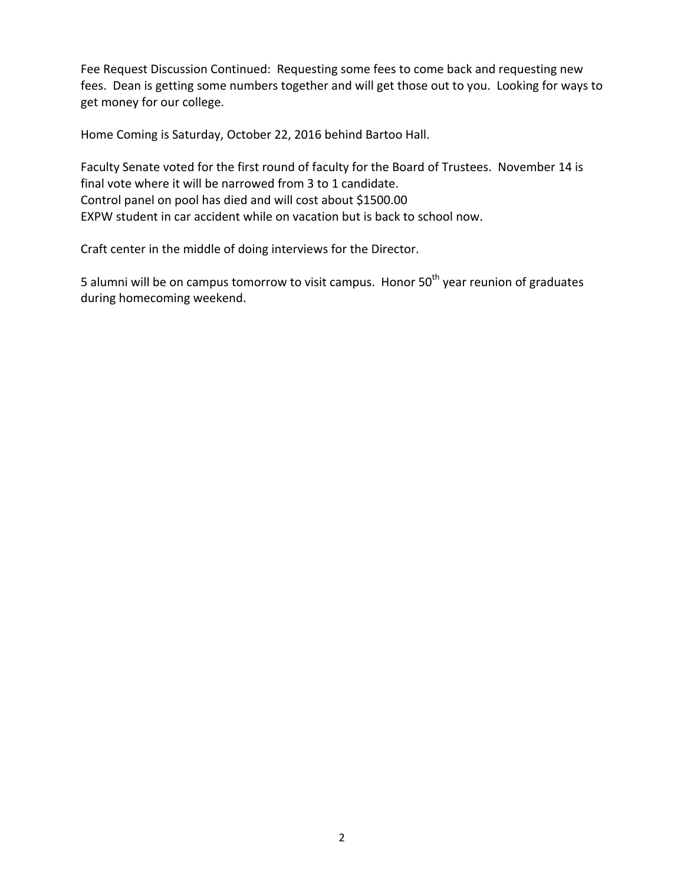Fee Request Discussion Continued: Requesting some fees to come back and requesting new fees. Dean is getting some numbers together and will get those out to you. Looking for ways to get money for our college.

Home Coming is Saturday, October 22, 2016 behind Bartoo Hall.

Faculty Senate voted for the first round of faculty for the Board of Trustees. November 14 is final vote where it will be narrowed from 3 to 1 candidate.
Control panel on pool has died and will cost about $1500.00
EXPW student in car accident while on vacation but is back to school now.

Craft center in the middle of doing interviews for the Director.

5 alumni will be on campus tomorrow to visit campus. Honor $50^{th}$ year reunion of graduates during homecoming weekend.